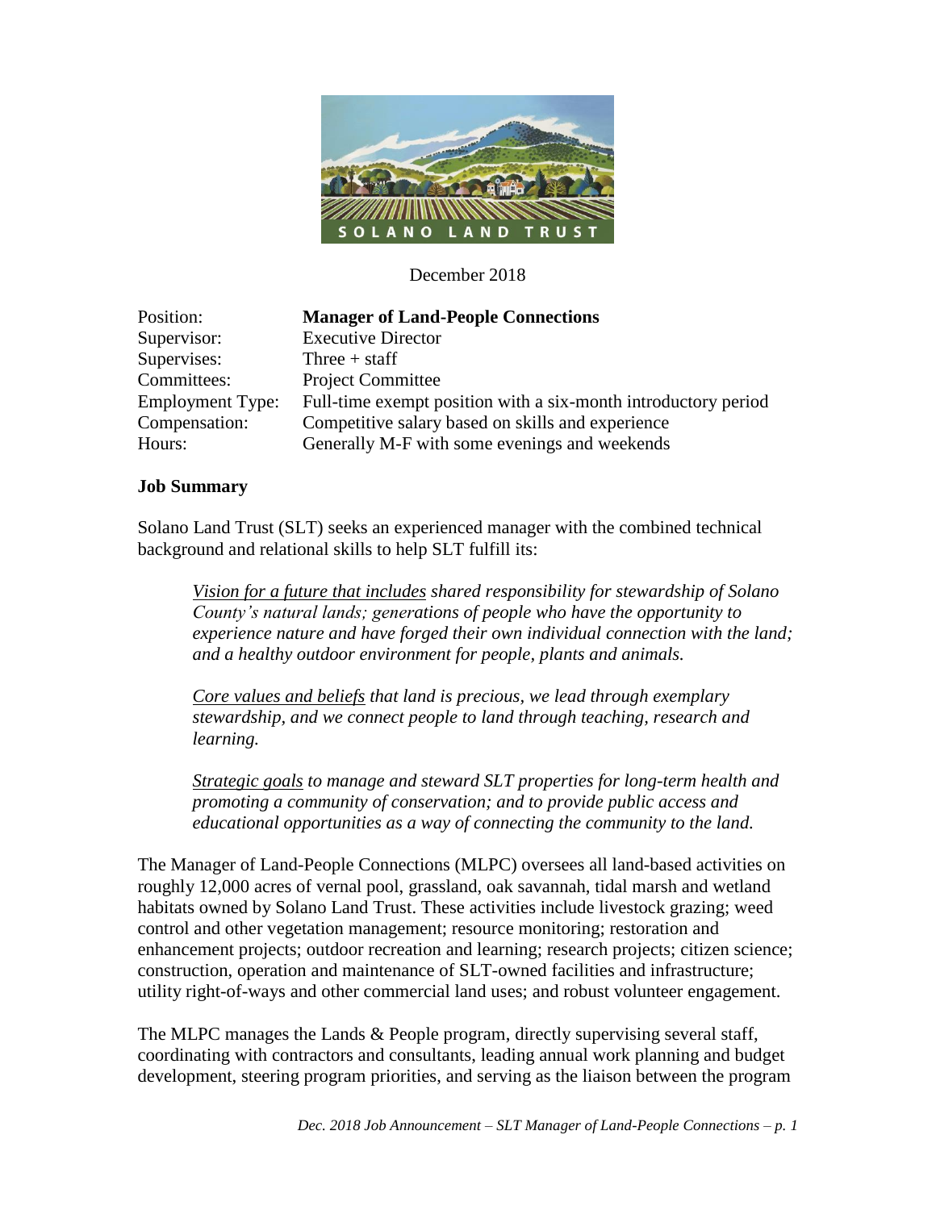December 2018

| | |
|---|---|
| Position: | **Manager of Land-People Connections** |
| Supervisor: | Executive Director |
| Supervises: | Three + staff |
| Committees: | Project Committee |
| Employment Type: | Full-time exempt position with a six-month introductory period |
| Compensation: | Competitive salary based on skills and experience |
| Hours: | Generally M-F with some evenings and weekends |

**Job Summary**

Solano Land Trust (SLT) seeks an experienced manager with the combined technical background and relational skills to help SLT fulfill its:

> *Vision for a future that includes shared responsibility for stewardship of Solano County's natural lands; generations of people who have the opportunity to experience nature and have forged their own individual connection with the land; and a healthy outdoor environment for people, plants and animals.*
>
> *Core values and beliefs that land is precious, we lead through exemplary stewardship, and we connect people to land through teaching, research and learning.*
>
> *Strategic goals to manage and steward SLT properties for long-term health and promoting a community of conservation; and to provide public access and educational opportunities as a way of connecting the community to the land.*

The Manager of Land-People Connections (MLPC) oversees all land-based activities on roughly 12,000 acres of vernal pool, grassland, oak savannah, tidal marsh and wetland habitats owned by Solano Land Trust. These activities include livestock grazing; weed control and other vegetation management; resource monitoring; restoration and enhancement projects; outdoor recreation and learning; research projects; citizen science; construction, operation and maintenance of SLT-owned facilities and infrastructure; utility right-of-ways and other commercial land uses; and robust volunteer engagement.

The MLPC manages the Lands & People program, directly supervising several staff, coordinating with contractors and consultants, leading annual work planning and budget development, steering program priorities, and serving as the liaison between the program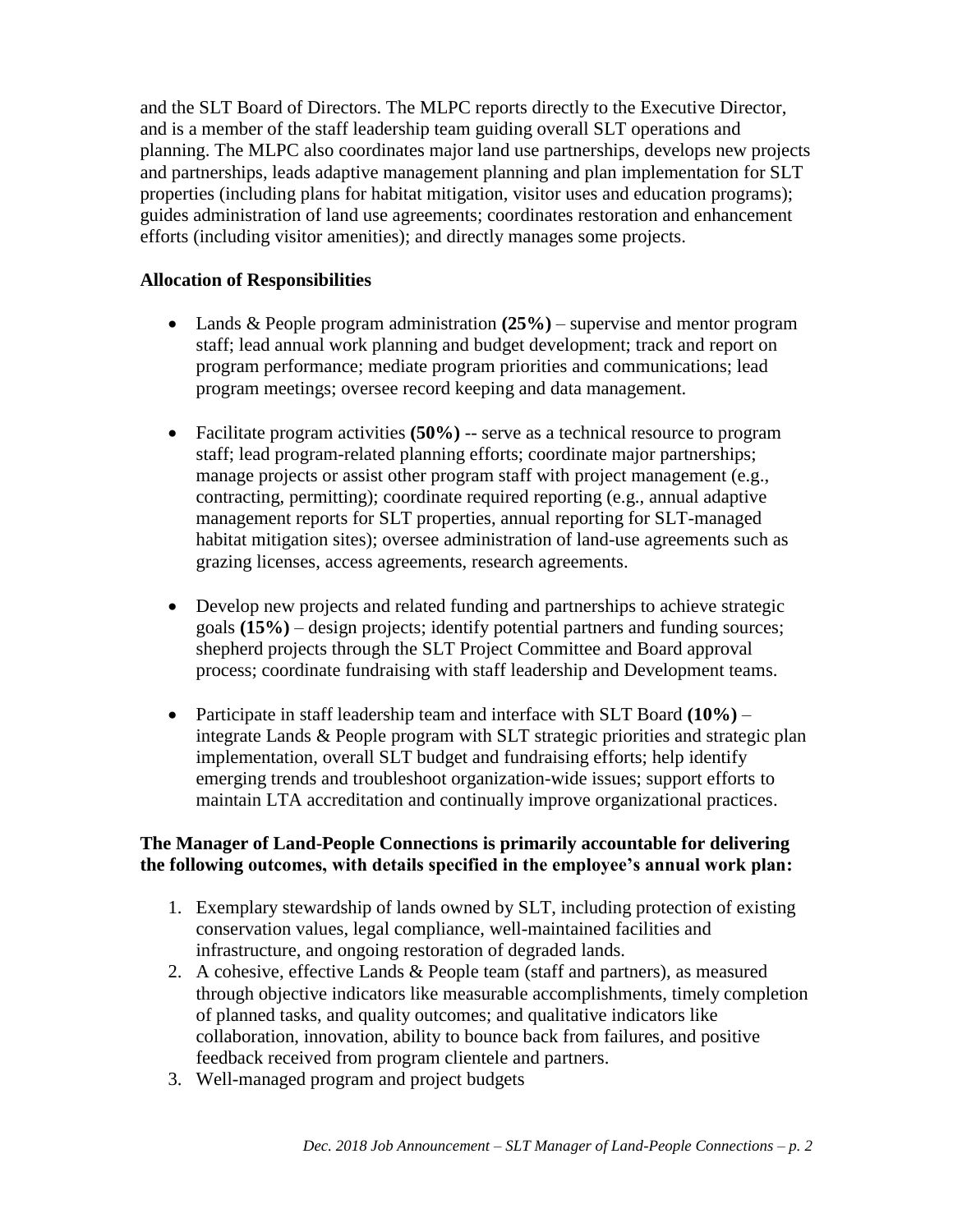and the SLT Board of Directors. The MLPC reports directly to the Executive Director, and is a member of the staff leadership team guiding overall SLT operations and planning. The MLPC also coordinates major land use partnerships, develops new projects and partnerships, leads adaptive management planning and plan implementation for SLT properties (including plans for habitat mitigation, visitor uses and education programs); guides administration of land use agreements; coordinates restoration and enhancement efforts (including visitor amenities); and directly manages some projects.

**Allocation of Responsibilities**

- Lands & People program administration **(25%)** – supervise and mentor program staff; lead annual work planning and budget development; track and report on program performance; mediate program priorities and communications; lead program meetings; oversee record keeping and data management.

- Facilitate program activities **(50%)** -- serve as a technical resource to program staff; lead program-related planning efforts; coordinate major partnerships; manage projects or assist other program staff with project management (e.g., contracting, permitting); coordinate required reporting (e.g., annual adaptive management reports for SLT properties, annual reporting for SLT-managed habitat mitigation sites); oversee administration of land-use agreements such as grazing licenses, access agreements, research agreements.

- Develop new projects and related funding and partnerships to achieve strategic goals **(15%)** – design projects; identify potential partners and funding sources; shepherd projects through the SLT Project Committee and Board approval process; coordinate fundraising with staff leadership and Development teams.

- Participate in staff leadership team and interface with SLT Board **(10%)** – integrate Lands & People program with SLT strategic priorities and strategic plan implementation, overall SLT budget and fundraising efforts; help identify emerging trends and troubleshoot organization-wide issues; support efforts to maintain LTA accreditation and continually improve organizational practices.

**The Manager of Land-People Connections is primarily accountable for delivering the following outcomes, with details specified in the employee's annual work plan:**

1. Exemplary stewardship of lands owned by SLT, including protection of existing conservation values, legal compliance, well-maintained facilities and infrastructure, and ongoing restoration of degraded lands.
2. A cohesive, effective Lands & People team (staff and partners), as measured through objective indicators like measurable accomplishments, timely completion of planned tasks, and quality outcomes; and qualitative indicators like collaboration, innovation, ability to bounce back from failures, and positive feedback received from program clientele and partners.
3. Well-managed program and project budgets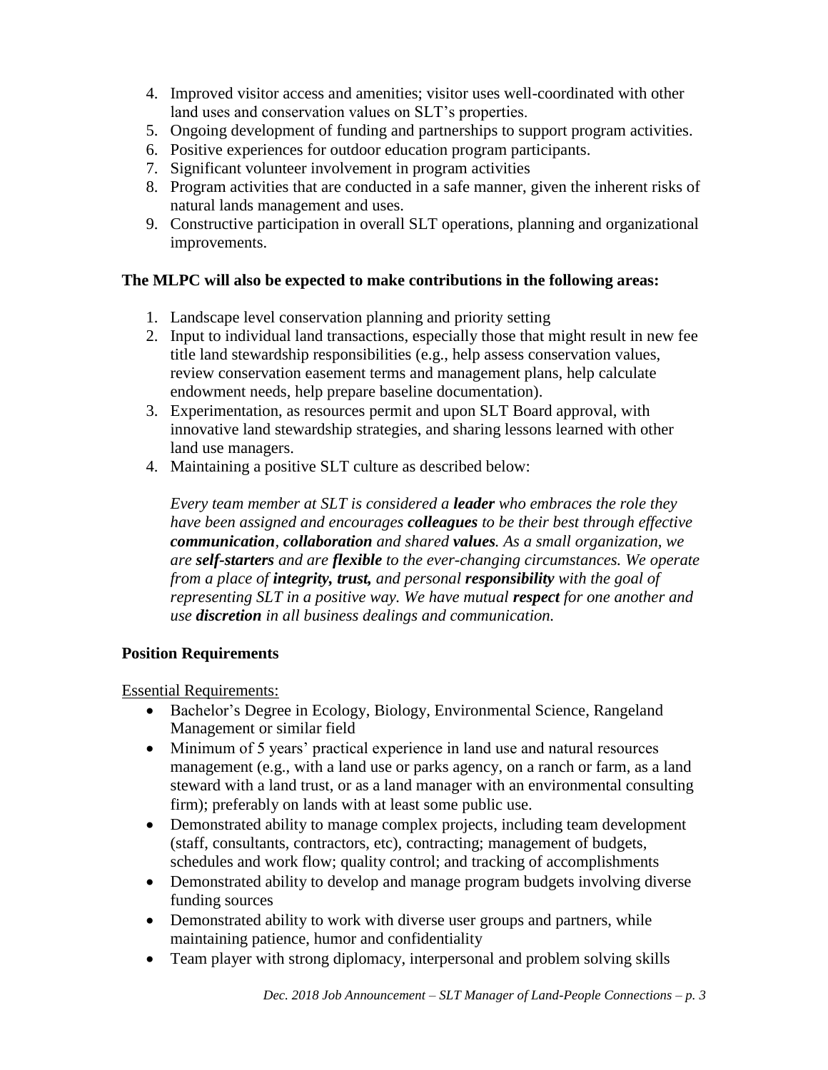4. Improved visitor access and amenities; visitor uses well-coordinated with other land uses and conservation values on SLT's properties.
5. Ongoing development of funding and partnerships to support program activities.
6. Positive experiences for outdoor education program participants.
7. Significant volunteer involvement in program activities
8. Program activities that are conducted in a safe manner, given the inherent risks of natural lands management and uses.
9. Constructive participation in overall SLT operations, planning and organizational improvements.

**The MLPC will also be expected to make contributions in the following areas:**

1. Landscape level conservation planning and priority setting
2. Input to individual land transactions, especially those that might result in new fee title land stewardship responsibilities (e.g., help assess conservation values, review conservation easement terms and management plans, help calculate endowment needs, help prepare baseline documentation).
3. Experimentation, as resources permit and upon SLT Board approval, with innovative land stewardship strategies, and sharing lessons learned with other land use managers.
4. Maintaining a positive SLT culture as described below:

   *Every team member at SLT is considered a **leader** who embraces the role they have been assigned and encourages **colleagues** to be their best through effective **communication**, **collaboration** and shared **values**. As a small organization, we are **self-starters** and are **flexible** to the ever-changing circumstances. We operate from a place of **integrity, trust,** and personal **responsibility** with the goal of representing SLT in a positive way. We have mutual **respect** for one another and use **discretion** in all business dealings and communication.*

**Position Requirements**

Essential Requirements:

- Bachelor's Degree in Ecology, Biology, Environmental Science, Rangeland Management or similar field
- Minimum of 5 years' practical experience in land use and natural resources management (e.g., with a land use or parks agency, on a ranch or farm, as a land steward with a land trust, or as a land manager with an environmental consulting firm); preferably on lands with at least some public use.
- Demonstrated ability to manage complex projects, including team development (staff, consultants, contractors, etc), contracting; management of budgets, schedules and work flow; quality control; and tracking of accomplishments
- Demonstrated ability to develop and manage program budgets involving diverse funding sources
- Demonstrated ability to work with diverse user groups and partners, while maintaining patience, humor and confidentiality
- Team player with strong diplomacy, interpersonal and problem solving skills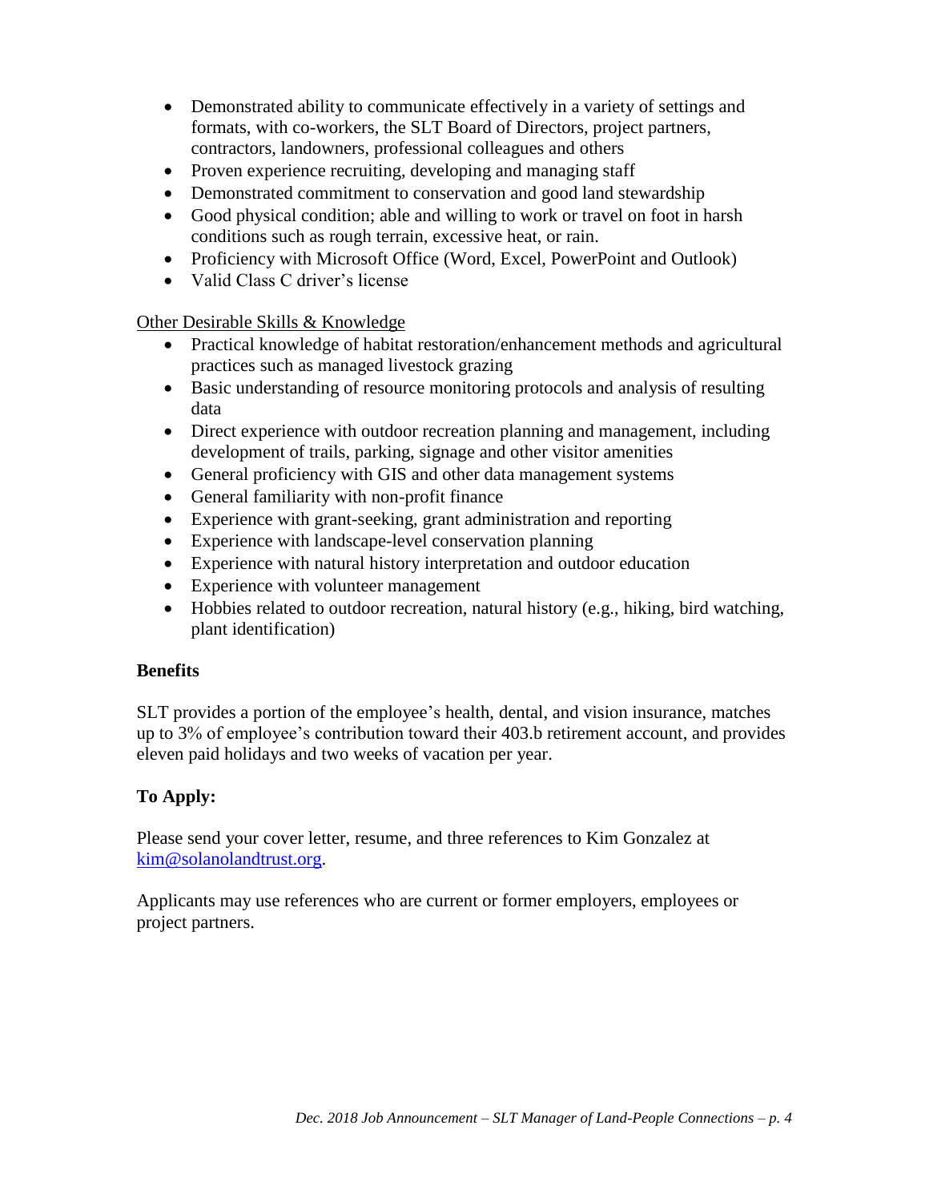- Demonstrated ability to communicate effectively in a variety of settings and formats, with co-workers, the SLT Board of Directors, project partners, contractors, landowners, professional colleagues and others
- Proven experience recruiting, developing and managing staff
- Demonstrated commitment to conservation and good land stewardship
- Good physical condition; able and willing to work or travel on foot in harsh conditions such as rough terrain, excessive heat, or rain.
- Proficiency with Microsoft Office (Word, Excel, PowerPoint and Outlook)
- Valid Class C driver's license

Other Desirable Skills & Knowledge

- Practical knowledge of habitat restoration/enhancement methods and agricultural practices such as managed livestock grazing
- Basic understanding of resource monitoring protocols and analysis of resulting data
- Direct experience with outdoor recreation planning and management, including development of trails, parking, signage and other visitor amenities
- General proficiency with GIS and other data management systems
- General familiarity with non-profit finance
- Experience with grant-seeking, grant administration and reporting
- Experience with landscape-level conservation planning
- Experience with natural history interpretation and outdoor education
- Experience with volunteer management
- Hobbies related to outdoor recreation, natural history (e.g., hiking, bird watching, plant identification)

**Benefits**

SLT provides a portion of the employee's health, dental, and vision insurance, matches up to 3% of employee's contribution toward their 403.b retirement account, and provides eleven paid holidays and two weeks of vacation per year.

**To Apply:**

Please send your cover letter, resume, and three references to Kim Gonzalez at kim@solanolandtrust.org.

Applicants may use references who are current or former employers, employees or project partners.